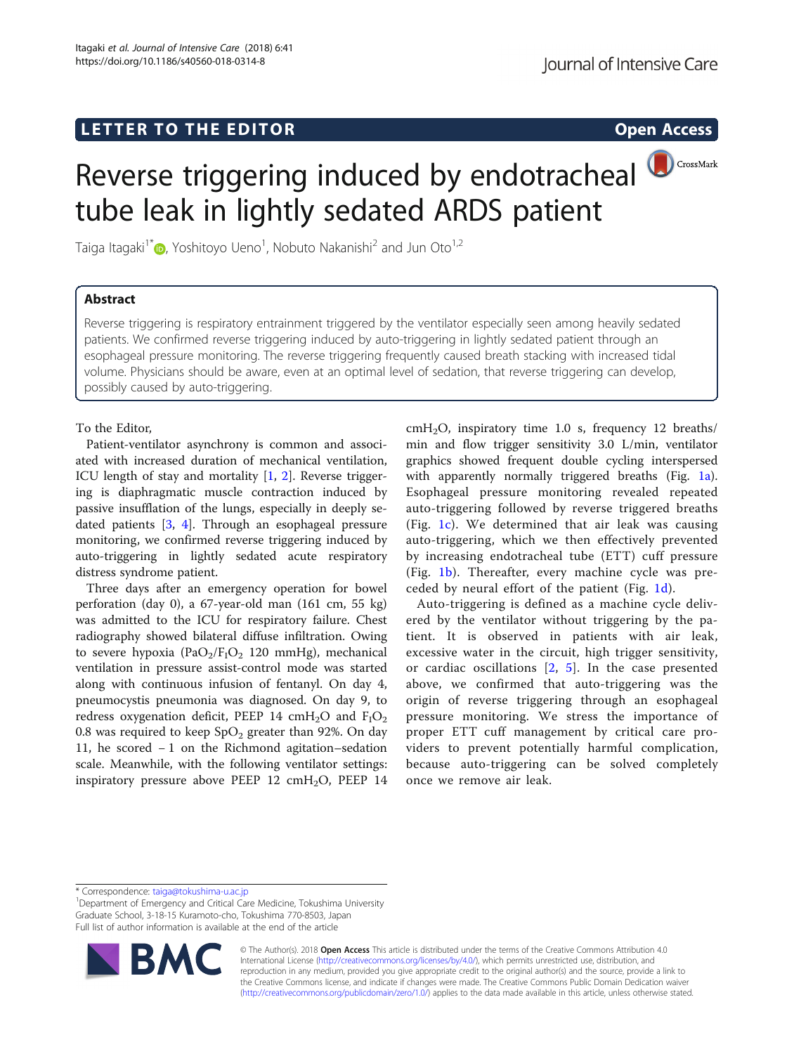LETTER TO THE EDITOR

Open Access

# Reverse triggering induced by endotracheal tube leak in lightly sedated ARDS patient

Taiga Itagaki[1*], Yoshitoyo Ueno[1], Nobuto Nakanishi[2] and Jun Oto[1,2]

## Abstract

Reverse triggering is respiratory entrainment triggered by the ventilator especially seen among heavily sedated patients. We confirmed reverse triggering induced by auto-triggering in lightly sedated patient through an esophageal pressure monitoring. The reverse triggering frequently caused breath stacking with increased tidal volume. Physicians should be aware, even at an optimal level of sedation, that reverse triggering can develop, possibly caused by auto-triggering.

To the Editor,

Patient-ventilator asynchrony is common and associated with increased duration of mechanical ventilation, ICU length of stay and mortality [1, 2]. Reverse triggering is diaphragmatic muscle contraction induced by passive insufflation of the lungs, especially in deeply sedated patients [3, 4]. Through an esophageal pressure monitoring, we confirmed reverse triggering induced by auto-triggering in lightly sedated acute respiratory distress syndrome patient.

Three days after an emergency operation for bowel perforation (day 0), a 67-year-old man (161 cm, 55 kg) was admitted to the ICU for respiratory failure. Chest radiography showed bilateral diffuse infiltration. Owing to severe hypoxia ($PaO_2/F_IO_2$ 120 mmHg), mechanical ventilation in pressure assist-control mode was started along with continuous infusion of fentanyl. On day 4, pneumocystis pneumonia was diagnosed. On day 9, to redress oxygenation deficit, PEEP 14 $cmH_2O$ and $F_IO_2$ 0.8 was required to keep $SpO_2$ greater than 92%. On day 11, he scored − 1 on the Richmond agitation–sedation scale. Meanwhile, with the following ventilator settings: inspiratory pressure above PEEP 12 $cmH_2O$, PEEP 14 $cmH_2O$, inspiratory time 1.0 s, frequency 12 breaths/min and flow trigger sensitivity 3.0 L/min, ventilator graphics showed frequent double cycling interspersed with apparently normally triggered breaths (Fig. 1a). Esophageal pressure monitoring revealed repeated auto-triggering followed by reverse triggered breaths (Fig. 1c). We determined that air leak was causing auto-triggering, which we then effectively prevented by increasing endotracheal tube (ETT) cuff pressure (Fig. 1b). Thereafter, every machine cycle was preceded by neural effort of the patient (Fig. 1d).

Auto-triggering is defined as a machine cycle delivered by the ventilator without triggering by the patient. It is observed in patients with air leak, excessive water in the circuit, high trigger sensitivity, or cardiac oscillations [2, 5]. In the case presented above, we confirmed that auto-triggering was the origin of reverse triggering through an esophageal pressure monitoring. We stress the importance of proper ETT cuff management by critical care providers to prevent potentially harmful complication, because auto-triggering can be solved completely once we remove air leak.

\* Correspondence: taiga@tokushima-u.ac.jp

[1]Department of Emergency and Critical Care Medicine, Tokushima University Graduate School, 3-18-15 Kuramoto-cho, Tokushima 770-8503, Japan

Full list of author information is available at the end of the article

© The Author(s). 2018 **Open Access** This article is distributed under the terms of the Creative Commons Attribution 4.0 International License (http://creativecommons.org/licenses/by/4.0/), which permits unrestricted use, distribution, and reproduction in any medium, provided you give appropriate credit to the original author(s) and the source, provide a link to the Creative Commons license, and indicate if changes were made. The Creative Commons Public Domain Dedication waiver (http://creativecommons.org/publicdomain/zero/1.0/) applies to the data made available in this article, unless otherwise stated.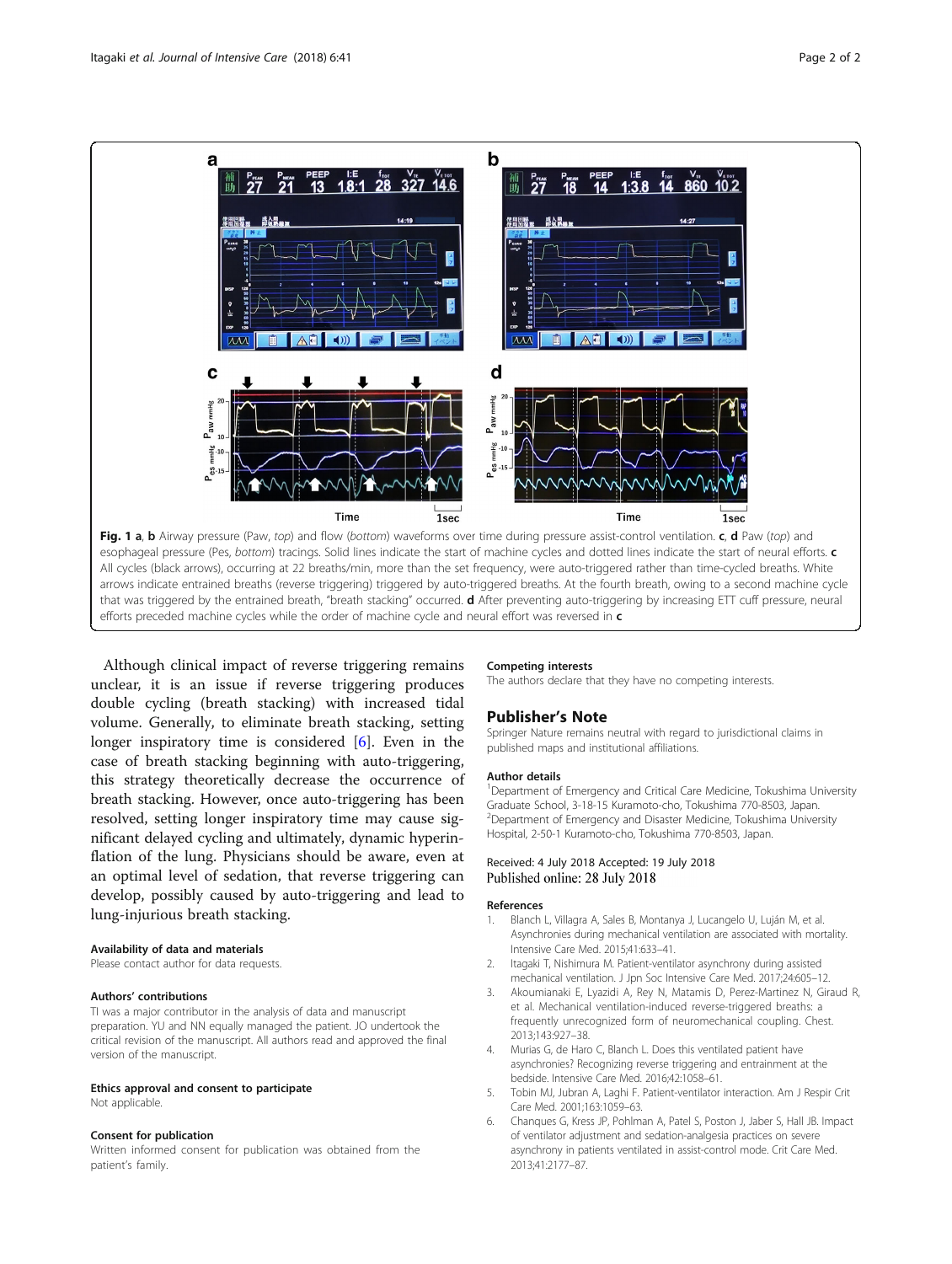Fig. 1 **a**, **b** Airway pressure (Paw, *top*) and flow (*bottom*) waveforms over time during pressure assist-control ventilation. **c**, **d** Paw (*top*) and esophageal pressure (Pes, *bottom*) tracings. Solid lines indicate the start of machine cycles and dotted lines indicate the start of neural efforts. **c** All cycles (black arrows), occurring at 22 breaths/min, more than the set frequency, were auto-triggered rather than time-cycled breaths. White arrows indicate entrained breaths (reverse triggering) triggered by auto-triggered breaths. At the fourth breath, owing to a second machine cycle that was triggered by the entrained breath, "breath stacking" occurred. **d** After preventing auto-triggering by increasing ETT cuff pressure, neural efforts preceded machine cycles while the order of machine cycle and neural effort was reversed in **c**

Although clinical impact of reverse triggering remains unclear, it is an issue if reverse triggering produces double cycling (breath stacking) with increased tidal volume. Generally, to eliminate breath stacking, setting longer inspiratory time is considered [6]. Even in the case of breath stacking beginning with auto-triggering, this strategy theoretically decrease the occurrence of breath stacking. However, once auto-triggering has been resolved, setting longer inspiratory time may cause significant delayed cycling and ultimately, dynamic hyperinflation of the lung. Physicians should be aware, even at an optimal level of sedation, that reverse triggering can develop, possibly caused by auto-triggering and lead to lung-injurious breath stacking.

#### Availability of data and materials
Please contact author for data requests.

#### Authors' contributions
TI was a major contributor in the analysis of data and manuscript preparation. YU and NN equally managed the patient. JO undertook the critical revision of the manuscript. All authors read and approved the final version of the manuscript.

#### Ethics approval and consent to participate
Not applicable.

#### Consent for publication
Written informed consent for publication was obtained from the patient's family.

#### Competing interests
The authors declare that they have no competing interests.

### Publisher's Note
Springer Nature remains neutral with regard to jurisdictional claims in published maps and institutional affiliations.

#### Author details
[1]Department of Emergency and Critical Care Medicine, Tokushima University Graduate School, 3-18-15 Kuramoto-cho, Tokushima 770-8503, Japan. [2]Department of Emergency and Disaster Medicine, Tokushima University Hospital, 2-50-1 Kuramoto-cho, Tokushima 770-8503, Japan.

Received: 4 July 2018 Accepted: 19 July 2018
Published online: 28 July 2018

#### References
1. Blanch L, Villagra A, Sales B, Montanya J, Lucangelo U, Luján M, et al. Asynchronies during mechanical ventilation are associated with mortality. Intensive Care Med. 2015;41:633–41.
2. Itagaki T, Nishimura M. Patient-ventilator asynchrony during assisted mechanical ventilation. J Jpn Soc Intensive Care Med. 2017;24:605–12.
3. Akoumianaki E, Lyazidi A, Rey N, Matamis D, Perez-Martinez N, Giraud R, et al. Mechanical ventilation-induced reverse-triggered breaths: a frequently unrecognized form of neuromechanical coupling. Chest. 2013;143:927–38.
4. Murias G, de Haro C, Blanch L. Does this ventilated patient have asynchronies? Recognizing reverse triggering and entrainment at the bedside. Intensive Care Med. 2016;42:1058–61.
5. Tobin MJ, Jubran A, Laghi F. Patient-ventilator interaction. Am J Respir Crit Care Med. 2001;163:1059–63.
6. Chanques G, Kress JP, Pohlman A, Patel S, Poston J, Jaber S, Hall JB. Impact of ventilator adjustment and sedation-analgesia practices on severe asynchrony in patients ventilated in assist-control mode. Crit Care Med. 2013;41:2177–87.